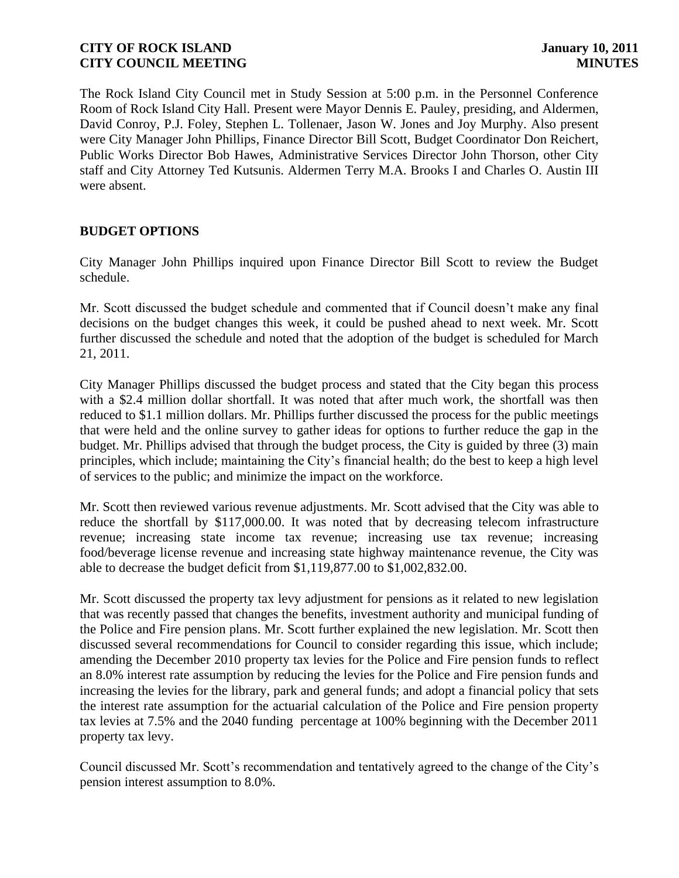The Rock Island City Council met in Study Session at 5:00 p.m. in the Personnel Conference Room of Rock Island City Hall. Present were Mayor Dennis E. Pauley, presiding, and Aldermen, David Conroy, P.J. Foley, Stephen L. Tollenaer, Jason W. Jones and Joy Murphy. Also present were City Manager John Phillips, Finance Director Bill Scott, Budget Coordinator Don Reichert, Public Works Director Bob Hawes, Administrative Services Director John Thorson, other City staff and City Attorney Ted Kutsunis. Aldermen Terry M.A. Brooks I and Charles O. Austin III were absent.

## BUDGET OPTIONS

City Manager John Phillips inquired upon Finance Director Bill Scott to review the Budget schedule.

Mr. Scott discussed the budget schedule and commented that if Council doesn't make any final decisions on the budget changes this week, it could be pushed ahead to next week. Mr. Scott further discussed the schedule and noted that the adoption of the budget is scheduled for March 21, 2011.

City Manager Phillips discussed the budget process and stated that the City began this process with a $2.4 million dollar shortfall. It was noted that after much work, the shortfall was then reduced to $1.1 million dollars. Mr. Phillips further discussed the process for the public meetings that were held and the online survey to gather ideas for options to further reduce the gap in the budget. Mr. Phillips advised that through the budget process, the City is guided by three (3) main principles, which include; maintaining the City's financial health; do the best to keep a high level of services to the public; and minimize the impact on the workforce.

Mr. Scott then reviewed various revenue adjustments. Mr. Scott advised that the City was able to reduce the shortfall by $117,000.00. It was noted that by decreasing telecom infrastructure revenue; increasing state income tax revenue; increasing use tax revenue; increasing food/beverage license revenue and increasing state highway maintenance revenue, the City was able to decrease the budget deficit from $1,119,877.00 to $1,002,832.00.

Mr. Scott discussed the property tax levy adjustment for pensions as it related to new legislation that was recently passed that changes the benefits, investment authority and municipal funding of the Police and Fire pension plans. Mr. Scott further explained the new legislation. Mr. Scott then discussed several recommendations for Council to consider regarding this issue, which include; amending the December 2010 property tax levies for the Police and Fire pension funds to reflect an 8.0% interest rate assumption by reducing the levies for the Police and Fire pension funds and increasing the levies for the library, park and general funds; and adopt a financial policy that sets the interest rate assumption for the actuarial calculation of the Police and Fire pension property tax levies at 7.5% and the 2040 funding percentage at 100% beginning with the December 2011 property tax levy.

Council discussed Mr. Scott's recommendation and tentatively agreed to the change of the City's pension interest assumption to 8.0%.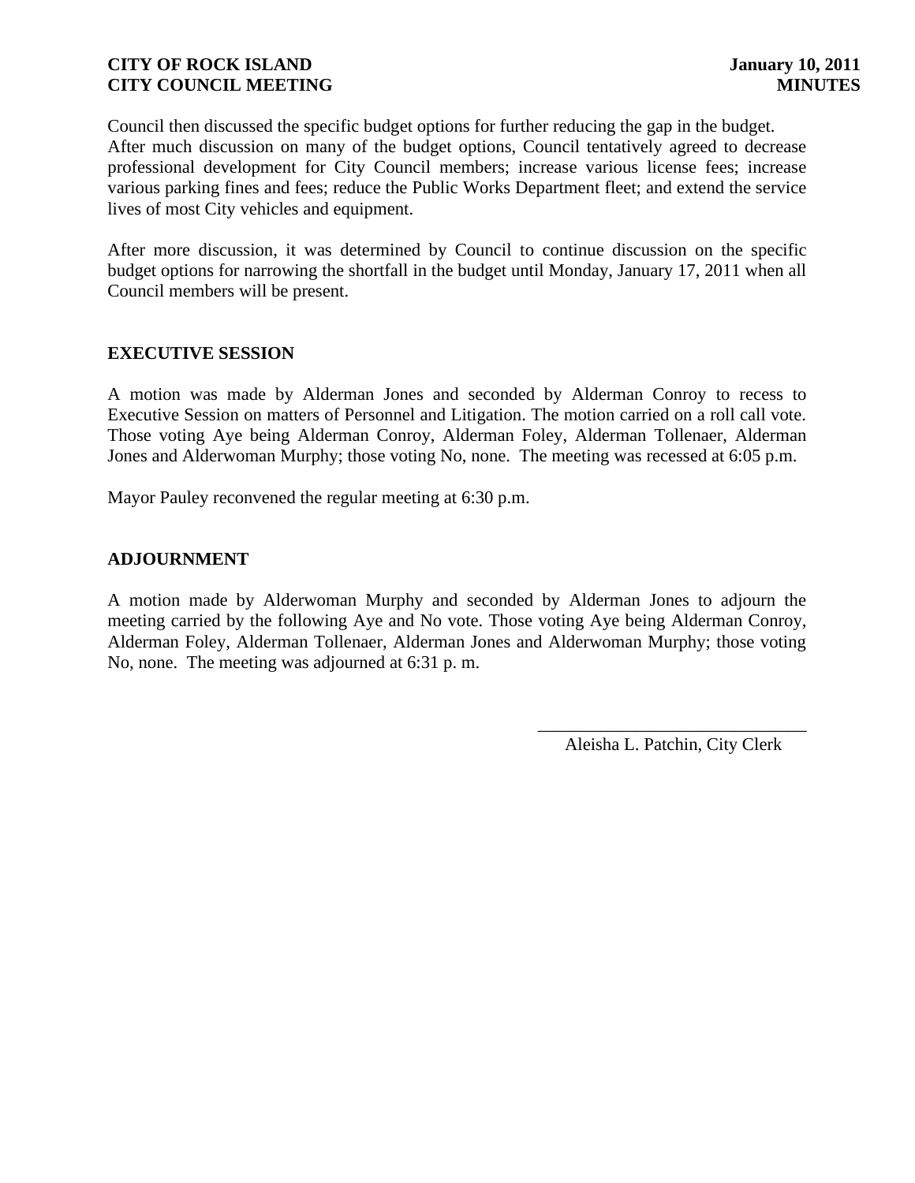Council then discussed the specific budget options for further reducing the gap in the budget. After much discussion on many of the budget options, Council tentatively agreed to decrease professional development for City Council members; increase various license fees; increase various parking fines and fees; reduce the Public Works Department fleet; and extend the service lives of most City vehicles and equipment.

After more discussion, it was determined by Council to continue discussion on the specific budget options for narrowing the shortfall in the budget until Monday, January 17, 2011 when all Council members will be present.

## EXECUTIVE SESSION

A motion was made by Alderman Jones and seconded by Alderman Conroy to recess to Executive Session on matters of Personnel and Litigation. The motion carried on a roll call vote. Those voting Aye being Alderman Conroy, Alderman Foley, Alderman Tollenaer, Alderman Jones and Alderwoman Murphy; those voting No, none. The meeting was recessed at 6:05 p.m.

Mayor Pauley reconvened the regular meeting at 6:30 p.m.

## ADJOURNMENT

A motion made by Alderwoman Murphy and seconded by Alderman Jones to adjourn the meeting carried by the following Aye and No vote. Those voting Aye being Alderman Conroy, Alderman Foley, Alderman Tollenaer, Alderman Jones and Alderwoman Murphy; those voting No, none. The meeting was adjourned at 6:31 p. m.

\_\_\_\_\_\_\_\_\_\_\_\_\_\_\_\_\_\_\_\_\_\_\_\_\_\_\_\_\_\_

Aleisha L. Patchin, City Clerk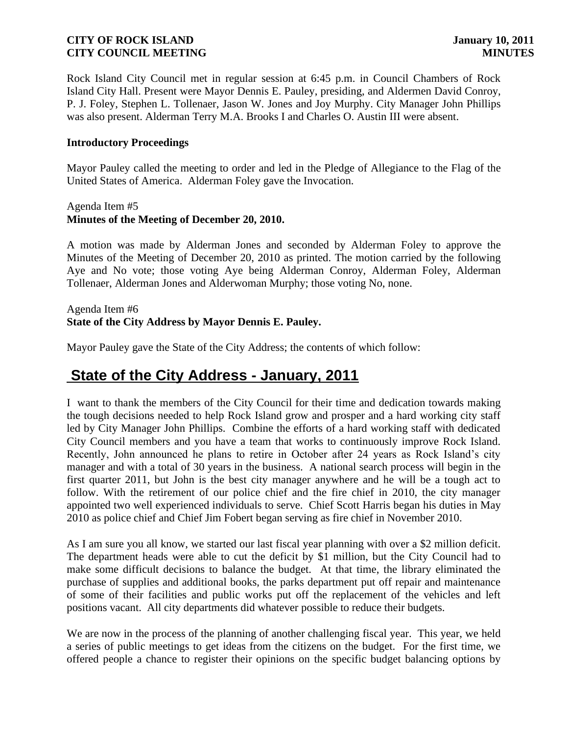Rock Island City Council met in regular session at 6:45 p.m. in Council Chambers of Rock Island City Hall. Present were Mayor Dennis E. Pauley, presiding, and Aldermen David Conroy, P. J. Foley, Stephen L. Tollenaer, Jason W. Jones and Joy Murphy. City Manager John Phillips was also present. Alderman Terry M.A. Brooks I and Charles O. Austin III were absent.

**Introductory Proceedings**

Mayor Pauley called the meeting to order and led in the Pledge of Allegiance to the Flag of the United States of America. Alderman Foley gave the Invocation.

Agenda Item #5
**Minutes of the Meeting of December 20, 2010.**

A motion was made by Alderman Jones and seconded by Alderman Foley to approve the Minutes of the Meeting of December 20, 2010 as printed. The motion carried by the following Aye and No vote; those voting Aye being Alderman Conroy, Alderman Foley, Alderman Tollenaer, Alderman Jones and Alderwoman Murphy; those voting No, none.

Agenda Item #6
**State of the City Address by Mayor Dennis E. Pauley.**

Mayor Pauley gave the State of the City Address; the contents of which follow:

## State of the City Address - January, 2011

I want to thank the members of the City Council for their time and dedication towards making the tough decisions needed to help Rock Island grow and prosper and a hard working city staff led by City Manager John Phillips. Combine the efforts of a hard working staff with dedicated City Council members and you have a team that works to continuously improve Rock Island. Recently, John announced he plans to retire in October after 24 years as Rock Island's city manager and with a total of 30 years in the business. A national search process will begin in the first quarter 2011, but John is the best city manager anywhere and he will be a tough act to follow. With the retirement of our police chief and the fire chief in 2010, the city manager appointed two well experienced individuals to serve. Chief Scott Harris began his duties in May 2010 as police chief and Chief Jim Fobert began serving as fire chief in November 2010.

As I am sure you all know, we started our last fiscal year planning with over a $2 million deficit. The department heads were able to cut the deficit by $1 million, but the City Council had to make some difficult decisions to balance the budget. At that time, the library eliminated the purchase of supplies and additional books, the parks department put off repair and maintenance of some of their facilities and public works put off the replacement of the vehicles and left positions vacant. All city departments did whatever possible to reduce their budgets.

We are now in the process of the planning of another challenging fiscal year. This year, we held a series of public meetings to get ideas from the citizens on the budget. For the first time, we offered people a chance to register their opinions on the specific budget balancing options by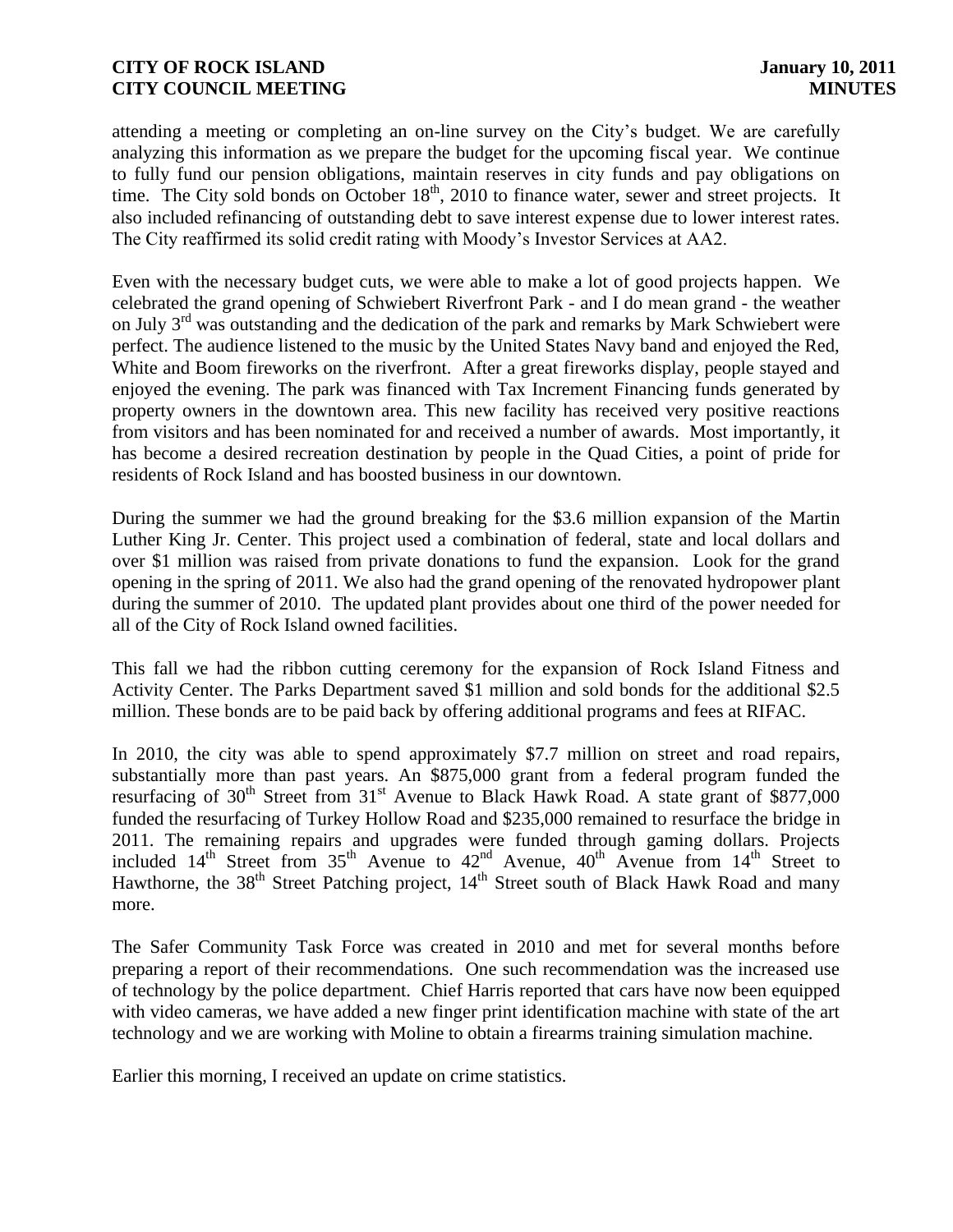attending a meeting or completing an on-line survey on the City's budget. We are carefully analyzing this information as we prepare the budget for the upcoming fiscal year. We continue to fully fund our pension obligations, maintain reserves in city funds and pay obligations on time. The City sold bonds on October 18th, 2010 to finance water, sewer and street projects. It also included refinancing of outstanding debt to save interest expense due to lower interest rates. The City reaffirmed its solid credit rating with Moody's Investor Services at AA2.

Even with the necessary budget cuts, we were able to make a lot of good projects happen. We celebrated the grand opening of Schwiebert Riverfront Park - and I do mean grand - the weather on July 3rd was outstanding and the dedication of the park and remarks by Mark Schwiebert were perfect. The audience listened to the music by the United States Navy band and enjoyed the Red, White and Boom fireworks on the riverfront. After a great fireworks display, people stayed and enjoyed the evening. The park was financed with Tax Increment Financing funds generated by property owners in the downtown area. This new facility has received very positive reactions from visitors and has been nominated for and received a number of awards. Most importantly, it has become a desired recreation destination by people in the Quad Cities, a point of pride for residents of Rock Island and has boosted business in our downtown.

During the summer we had the ground breaking for the $3.6 million expansion of the Martin Luther King Jr. Center. This project used a combination of federal, state and local dollars and over $1 million was raised from private donations to fund the expansion. Look for the grand opening in the spring of 2011. We also had the grand opening of the renovated hydropower plant during the summer of 2010. The updated plant provides about one third of the power needed for all of the City of Rock Island owned facilities.

This fall we had the ribbon cutting ceremony for the expansion of Rock Island Fitness and Activity Center. The Parks Department saved $1 million and sold bonds for the additional $2.5 million. These bonds are to be paid back by offering additional programs and fees at RIFAC.

In 2010, the city was able to spend approximately $7.7 million on street and road repairs, substantially more than past years. An $875,000 grant from a federal program funded the resurfacing of 30th Street from 31st Avenue to Black Hawk Road. A state grant of $877,000 funded the resurfacing of Turkey Hollow Road and $235,000 remained to resurface the bridge in 2011. The remaining repairs and upgrades were funded through gaming dollars. Projects included 14th Street from 35th Avenue to 42nd Avenue, 40th Avenue from 14th Street to Hawthorne, the 38th Street Patching project, 14th Street south of Black Hawk Road and many more.

The Safer Community Task Force was created in 2010 and met for several months before preparing a report of their recommendations. One such recommendation was the increased use of technology by the police department. Chief Harris reported that cars have now been equipped with video cameras, we have added a new finger print identification machine with state of the art technology and we are working with Moline to obtain a firearms training simulation machine.

Earlier this morning, I received an update on crime statistics.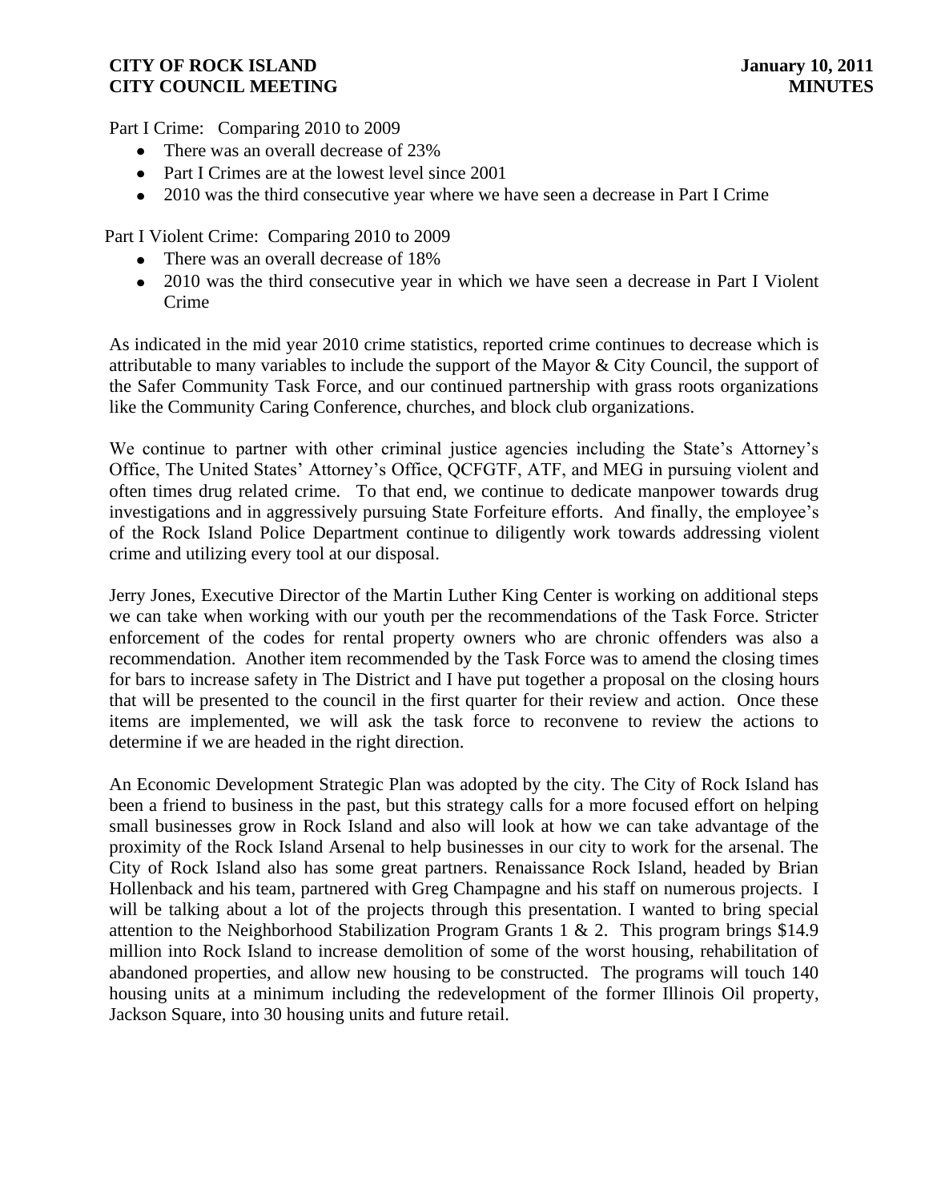Part I Crime: Comparing 2010 to 2009

- There was an overall decrease of 23%
- Part I Crimes are at the lowest level since 2001
- 2010 was the third consecutive year where we have seen a decrease in Part I Crime

Part I Violent Crime: Comparing 2010 to 2009

- There was an overall decrease of 18%
- 2010 was the third consecutive year in which we have seen a decrease in Part I Violent Crime

As indicated in the mid year 2010 crime statistics, reported crime continues to decrease which is attributable to many variables to include the support of the Mayor & City Council, the support of the Safer Community Task Force, and our continued partnership with grass roots organizations like the Community Caring Conference, churches, and block club organizations.

We continue to partner with other criminal justice agencies including the State's Attorney's Office, The United States' Attorney's Office, QCFGTF, ATF, and MEG in pursuing violent and often times drug related crime. To that end, we continue to dedicate manpower towards drug investigations and in aggressively pursuing State Forfeiture efforts. And finally, the employee's of the Rock Island Police Department continue to diligently work towards addressing violent crime and utilizing every tool at our disposal.

Jerry Jones, Executive Director of the Martin Luther King Center is working on additional steps we can take when working with our youth per the recommendations of the Task Force. Stricter enforcement of the codes for rental property owners who are chronic offenders was also a recommendation. Another item recommended by the Task Force was to amend the closing times for bars to increase safety in The District and I have put together a proposal on the closing hours that will be presented to the council in the first quarter for their review and action. Once these items are implemented, we will ask the task force to reconvene to review the actions to determine if we are headed in the right direction.

An Economic Development Strategic Plan was adopted by the city. The City of Rock Island has been a friend to business in the past, but this strategy calls for a more focused effort on helping small businesses grow in Rock Island and also will look at how we can take advantage of the proximity of the Rock Island Arsenal to help businesses in our city to work for the arsenal. The City of Rock Island also has some great partners. Renaissance Rock Island, headed by Brian Hollenback and his team, partnered with Greg Champagne and his staff on numerous projects. I will be talking about a lot of the projects through this presentation. I wanted to bring special attention to the Neighborhood Stabilization Program Grants 1 & 2. This program brings $14.9 million into Rock Island to increase demolition of some of the worst housing, rehabilitation of abandoned properties, and allow new housing to be constructed. The programs will touch 140 housing units at a minimum including the redevelopment of the former Illinois Oil property, Jackson Square, into 30 housing units and future retail.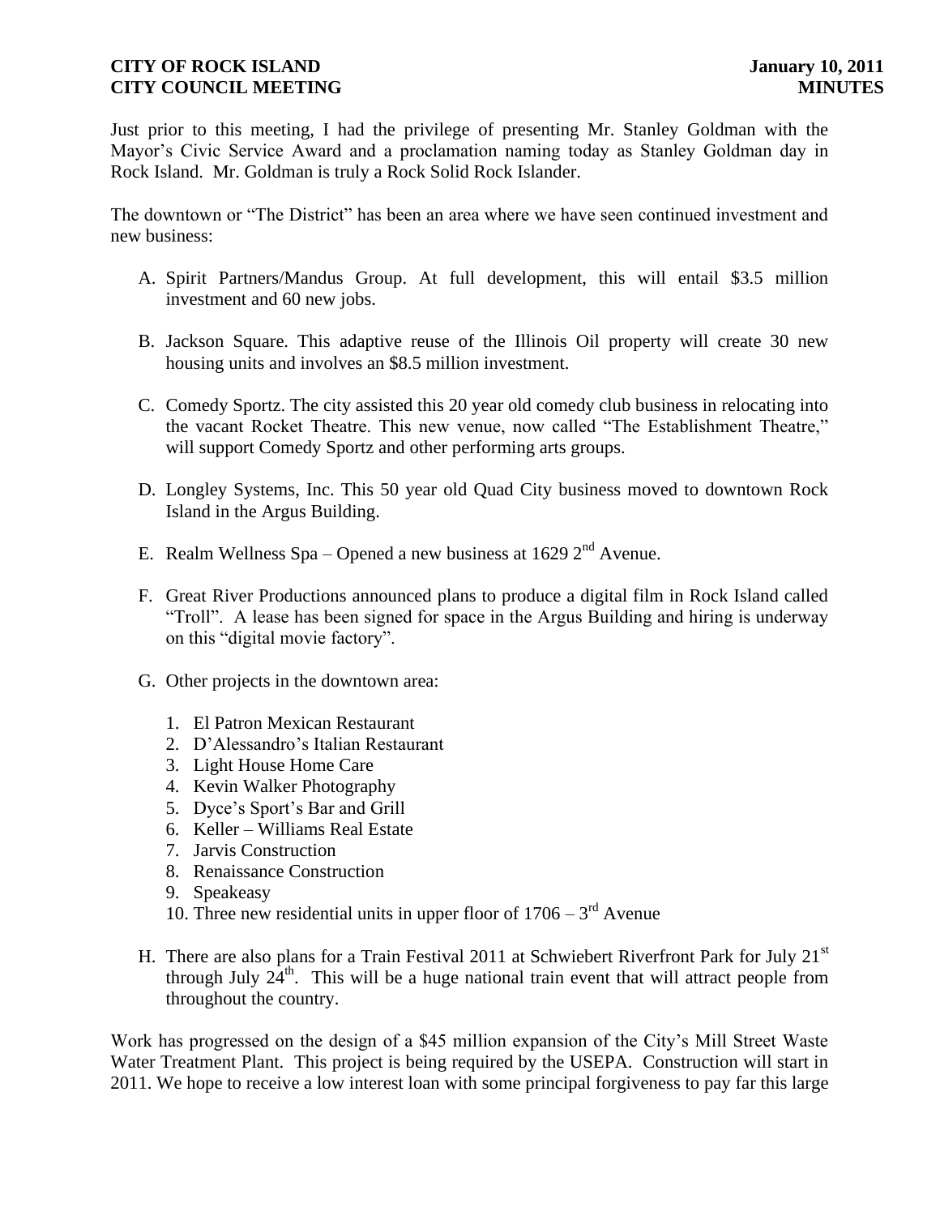Just prior to this meeting, I had the privilege of presenting Mr. Stanley Goldman with the Mayor's Civic Service Award and a proclamation naming today as Stanley Goldman day in Rock Island. Mr. Goldman is truly a Rock Solid Rock Islander.

The downtown or "The District" has been an area where we have seen continued investment and new business:

A. Spirit Partners/Mandus Group. At full development, this will entail $3.5 million investment and 60 new jobs.

B. Jackson Square. This adaptive reuse of the Illinois Oil property will create 30 new housing units and involves an $8.5 million investment.

C. Comedy Sportz. The city assisted this 20 year old comedy club business in relocating into the vacant Rocket Theatre. This new venue, now called "The Establishment Theatre," will support Comedy Sportz and other performing arts groups.

D. Longley Systems, Inc. This 50 year old Quad City business moved to downtown Rock Island in the Argus Building.

E. Realm Wellness Spa – Opened a new business at 1629 2nd Avenue.

F. Great River Productions announced plans to produce a digital film in Rock Island called "Troll". A lease has been signed for space in the Argus Building and hiring is underway on this "digital movie factory".

G. Other projects in the downtown area:

   1. El Patron Mexican Restaurant
   2. D'Alessandro's Italian Restaurant
   3. Light House Home Care
   4. Kevin Walker Photography
   5. Dyce's Sport's Bar and Grill
   6. Keller – Williams Real Estate
   7. Jarvis Construction
   8. Renaissance Construction
   9. Speakeasy
   10. Three new residential units in upper floor of 1706 – 3rd Avenue

H. There are also plans for a Train Festival 2011 at Schwiebert Riverfront Park for July 21st through July 24th. This will be a huge national train event that will attract people from throughout the country.

Work has progressed on the design of a $45 million expansion of the City's Mill Street Waste Water Treatment Plant. This project is being required by the USEPA. Construction will start in 2011. We hope to receive a low interest loan with some principal forgiveness to pay far this large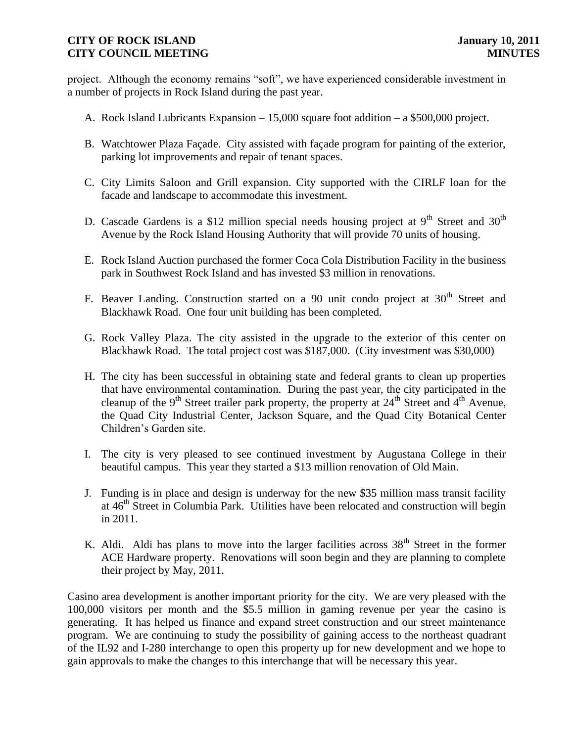project. Although the economy remains "soft", we have experienced considerable investment in a number of projects in Rock Island during the past year.

A. Rock Island Lubricants Expansion – 15,000 square foot addition – a $500,000 project.

B. Watchtower Plaza Façade. City assisted with façade program for painting of the exterior, parking lot improvements and repair of tenant spaces.

C. City Limits Saloon and Grill expansion. City supported with the CIRLF loan for the facade and landscape to accommodate this investment.

D. Cascade Gardens is a $12 million special needs housing project at 9th Street and 30th Avenue by the Rock Island Housing Authority that will provide 70 units of housing.

E. Rock Island Auction purchased the former Coca Cola Distribution Facility in the business park in Southwest Rock Island and has invested $3 million in renovations.

F. Beaver Landing. Construction started on a 90 unit condo project at 30th Street and Blackhawk Road. One four unit building has been completed.

G. Rock Valley Plaza. The city assisted in the upgrade to the exterior of this center on Blackhawk Road. The total project cost was $187,000. (City investment was $30,000)

H. The city has been successful in obtaining state and federal grants to clean up properties that have environmental contamination. During the past year, the city participated in the cleanup of the 9th Street trailer park property, the property at 24th Street and 4th Avenue, the Quad City Industrial Center, Jackson Square, and the Quad City Botanical Center Children's Garden site.

I. The city is very pleased to see continued investment by Augustana College in their beautiful campus. This year they started a $13 million renovation of Old Main.

J. Funding is in place and design is underway for the new $35 million mass transit facility at 46th Street in Columbia Park. Utilities have been relocated and construction will begin in 2011.

K. Aldi. Aldi has plans to move into the larger facilities across 38th Street in the former ACE Hardware property. Renovations will soon begin and they are planning to complete their project by May, 2011.

Casino area development is another important priority for the city. We are very pleased with the 100,000 visitors per month and the $5.5 million in gaming revenue per year the casino is generating. It has helped us finance and expand street construction and our street maintenance program. We are continuing to study the possibility of gaining access to the northeast quadrant of the IL92 and I-280 interchange to open this property up for new development and we hope to gain approvals to make the changes to this interchange that will be necessary this year.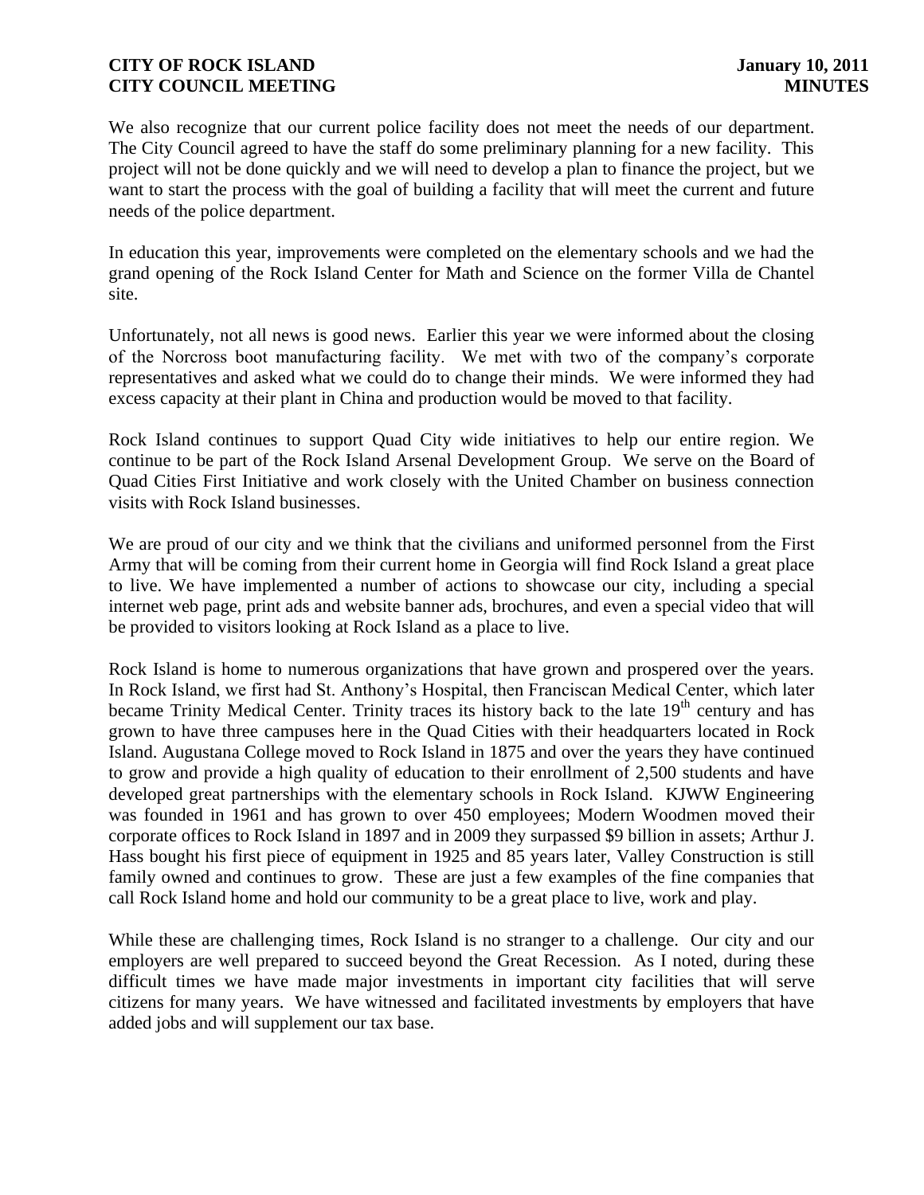We also recognize that our current police facility does not meet the needs of our department. The City Council agreed to have the staff do some preliminary planning for a new facility. This project will not be done quickly and we will need to develop a plan to finance the project, but we want to start the process with the goal of building a facility that will meet the current and future needs of the police department.

In education this year, improvements were completed on the elementary schools and we had the grand opening of the Rock Island Center for Math and Science on the former Villa de Chantel site.

Unfortunately, not all news is good news. Earlier this year we were informed about the closing of the Norcross boot manufacturing facility. We met with two of the company's corporate representatives and asked what we could do to change their minds. We were informed they had excess capacity at their plant in China and production would be moved to that facility.

Rock Island continues to support Quad City wide initiatives to help our entire region. We continue to be part of the Rock Island Arsenal Development Group. We serve on the Board of Quad Cities First Initiative and work closely with the United Chamber on business connection visits with Rock Island businesses.

We are proud of our city and we think that the civilians and uniformed personnel from the First Army that will be coming from their current home in Georgia will find Rock Island a great place to live. We have implemented a number of actions to showcase our city, including a special internet web page, print ads and website banner ads, brochures, and even a special video that will be provided to visitors looking at Rock Island as a place to live.

Rock Island is home to numerous organizations that have grown and prospered over the years. In Rock Island, we first had St. Anthony's Hospital, then Franciscan Medical Center, which later became Trinity Medical Center. Trinity traces its history back to the late 19th century and has grown to have three campuses here in the Quad Cities with their headquarters located in Rock Island. Augustana College moved to Rock Island in 1875 and over the years they have continued to grow and provide a high quality of education to their enrollment of 2,500 students and have developed great partnerships with the elementary schools in Rock Island. KJWW Engineering was founded in 1961 and has grown to over 450 employees; Modern Woodmen moved their corporate offices to Rock Island in 1897 and in 2009 they surpassed $9 billion in assets; Arthur J. Hass bought his first piece of equipment in 1925 and 85 years later, Valley Construction is still family owned and continues to grow. These are just a few examples of the fine companies that call Rock Island home and hold our community to be a great place to live, work and play.

While these are challenging times, Rock Island is no stranger to a challenge. Our city and our employers are well prepared to succeed beyond the Great Recession. As I noted, during these difficult times we have made major investments in important city facilities that will serve citizens for many years. We have witnessed and facilitated investments by employers that have added jobs and will supplement our tax base.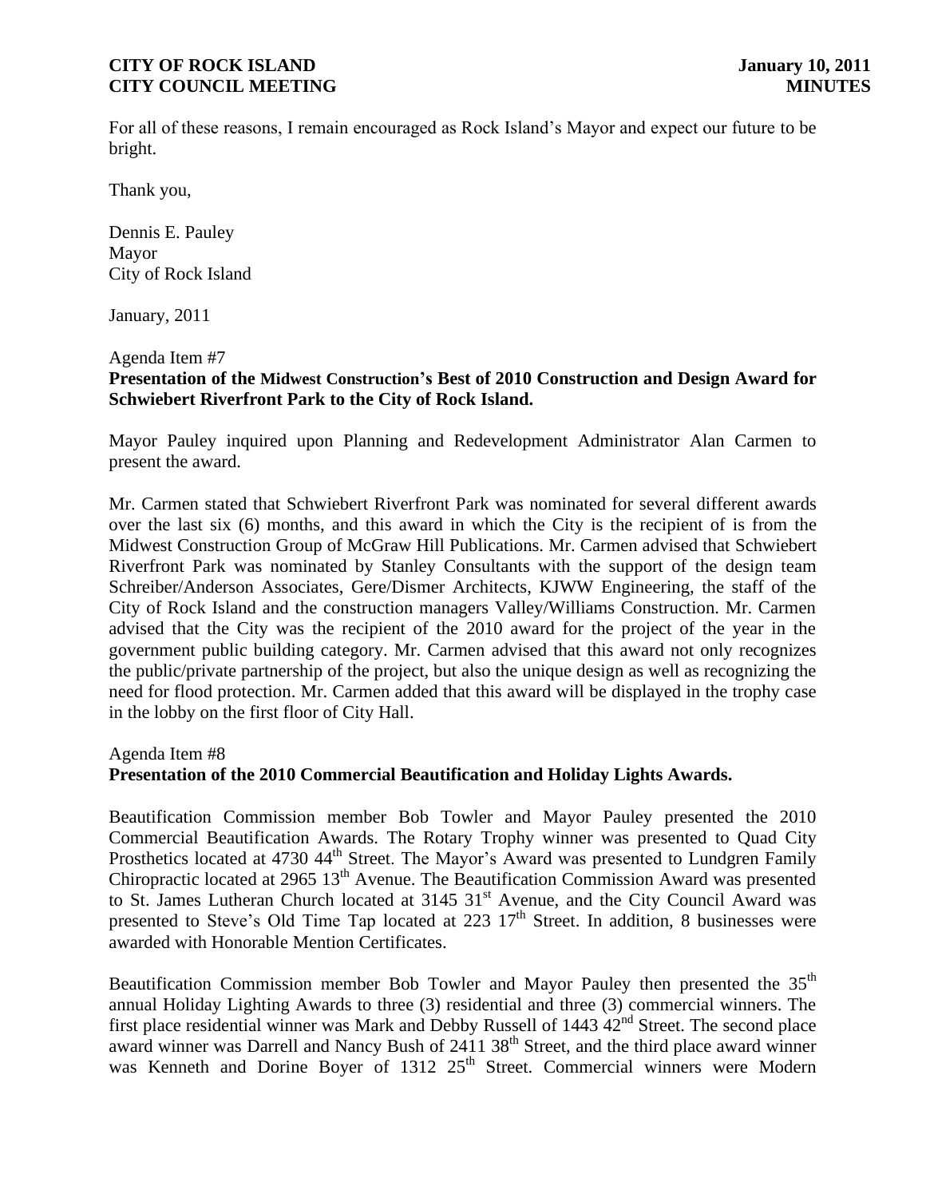For all of these reasons, I remain encouraged as Rock Island's Mayor and expect our future to be bright.

Thank you,

Dennis E. Pauley
Mayor
City of Rock Island

January, 2011

Agenda Item #7
**Presentation of the Midwest Construction's Best of 2010 Construction and Design Award for Schwiebert Riverfront Park to the City of Rock Island.**

Mayor Pauley inquired upon Planning and Redevelopment Administrator Alan Carmen to present the award.

Mr. Carmen stated that Schwiebert Riverfront Park was nominated for several different awards over the last six (6) months, and this award in which the City is the recipient of is from the Midwest Construction Group of McGraw Hill Publications. Mr. Carmen advised that Schwiebert Riverfront Park was nominated by Stanley Consultants with the support of the design team Schreiber/Anderson Associates, Gere/Dismer Architects, KJWW Engineering, the staff of the City of Rock Island and the construction managers Valley/Williams Construction. Mr. Carmen advised that the City was the recipient of the 2010 award for the project of the year in the government public building category. Mr. Carmen advised that this award not only recognizes the public/private partnership of the project, but also the unique design as well as recognizing the need for flood protection. Mr. Carmen added that this award will be displayed in the trophy case in the lobby on the first floor of City Hall.

Agenda Item #8
**Presentation of the 2010 Commercial Beautification and Holiday Lights Awards.**

Beautification Commission member Bob Towler and Mayor Pauley presented the 2010 Commercial Beautification Awards. The Rotary Trophy winner was presented to Quad City Prosthetics located at 4730 44th Street. The Mayor's Award was presented to Lundgren Family Chiropractic located at 2965 13th Avenue. The Beautification Commission Award was presented to St. James Lutheran Church located at 3145 31st Avenue, and the City Council Award was presented to Steve's Old Time Tap located at 223 17th Street. In addition, 8 businesses were awarded with Honorable Mention Certificates.

Beautification Commission member Bob Towler and Mayor Pauley then presented the 35th annual Holiday Lighting Awards to three (3) residential and three (3) commercial winners. The first place residential winner was Mark and Debby Russell of 1443 42nd Street. The second place award winner was Darrell and Nancy Bush of 2411 38th Street, and the third place award winner was Kenneth and Dorine Boyer of 1312 25th Street. Commercial winners were Modern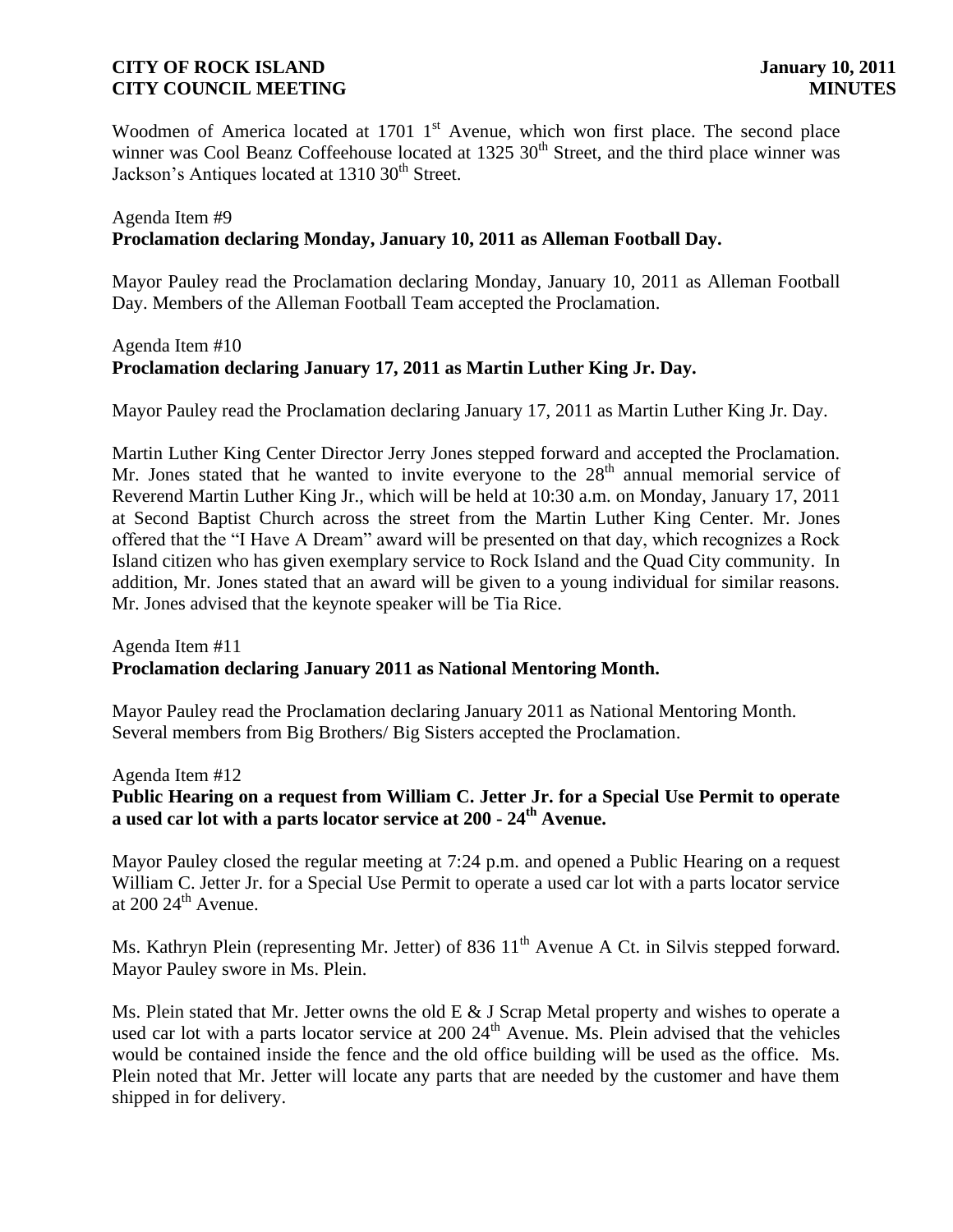Woodmen of America located at 1701 1st Avenue, which won first place. The second place winner was Cool Beanz Coffeehouse located at 1325 30th Street, and the third place winner was Jackson's Antiques located at 1310 30th Street.

Agenda Item #9

**Proclamation declaring Monday, January 10, 2011 as Alleman Football Day.**

Mayor Pauley read the Proclamation declaring Monday, January 10, 2011 as Alleman Football Day. Members of the Alleman Football Team accepted the Proclamation.

Agenda Item #10

**Proclamation declaring January 17, 2011 as Martin Luther King Jr. Day.**

Mayor Pauley read the Proclamation declaring January 17, 2011 as Martin Luther King Jr. Day.

Martin Luther King Center Director Jerry Jones stepped forward and accepted the Proclamation. Mr. Jones stated that he wanted to invite everyone to the 28th annual memorial service of Reverend Martin Luther King Jr., which will be held at 10:30 a.m. on Monday, January 17, 2011 at Second Baptist Church across the street from the Martin Luther King Center. Mr. Jones offered that the "I Have A Dream" award will be presented on that day, which recognizes a Rock Island citizen who has given exemplary service to Rock Island and the Quad City community. In addition, Mr. Jones stated that an award will be given to a young individual for similar reasons. Mr. Jones advised that the keynote speaker will be Tia Rice.

Agenda Item #11

**Proclamation declaring January 2011 as National Mentoring Month.**

Mayor Pauley read the Proclamation declaring January 2011 as National Mentoring Month. Several members from Big Brothers/ Big Sisters accepted the Proclamation.

Agenda Item #12

**Public Hearing on a request from William C. Jetter Jr. for a Special Use Permit to operate a used car lot with a parts locator service at 200 - 24th Avenue.**

Mayor Pauley closed the regular meeting at 7:24 p.m. and opened a Public Hearing on a request William C. Jetter Jr. for a Special Use Permit to operate a used car lot with a parts locator service at 200 24th Avenue.

Ms. Kathryn Plein (representing Mr. Jetter) of 836 11th Avenue A Ct. in Silvis stepped forward. Mayor Pauley swore in Ms. Plein.

Ms. Plein stated that Mr. Jetter owns the old E & J Scrap Metal property and wishes to operate a used car lot with a parts locator service at 200 24th Avenue. Ms. Plein advised that the vehicles would be contained inside the fence and the old office building will be used as the office. Ms. Plein noted that Mr. Jetter will locate any parts that are needed by the customer and have them shipped in for delivery.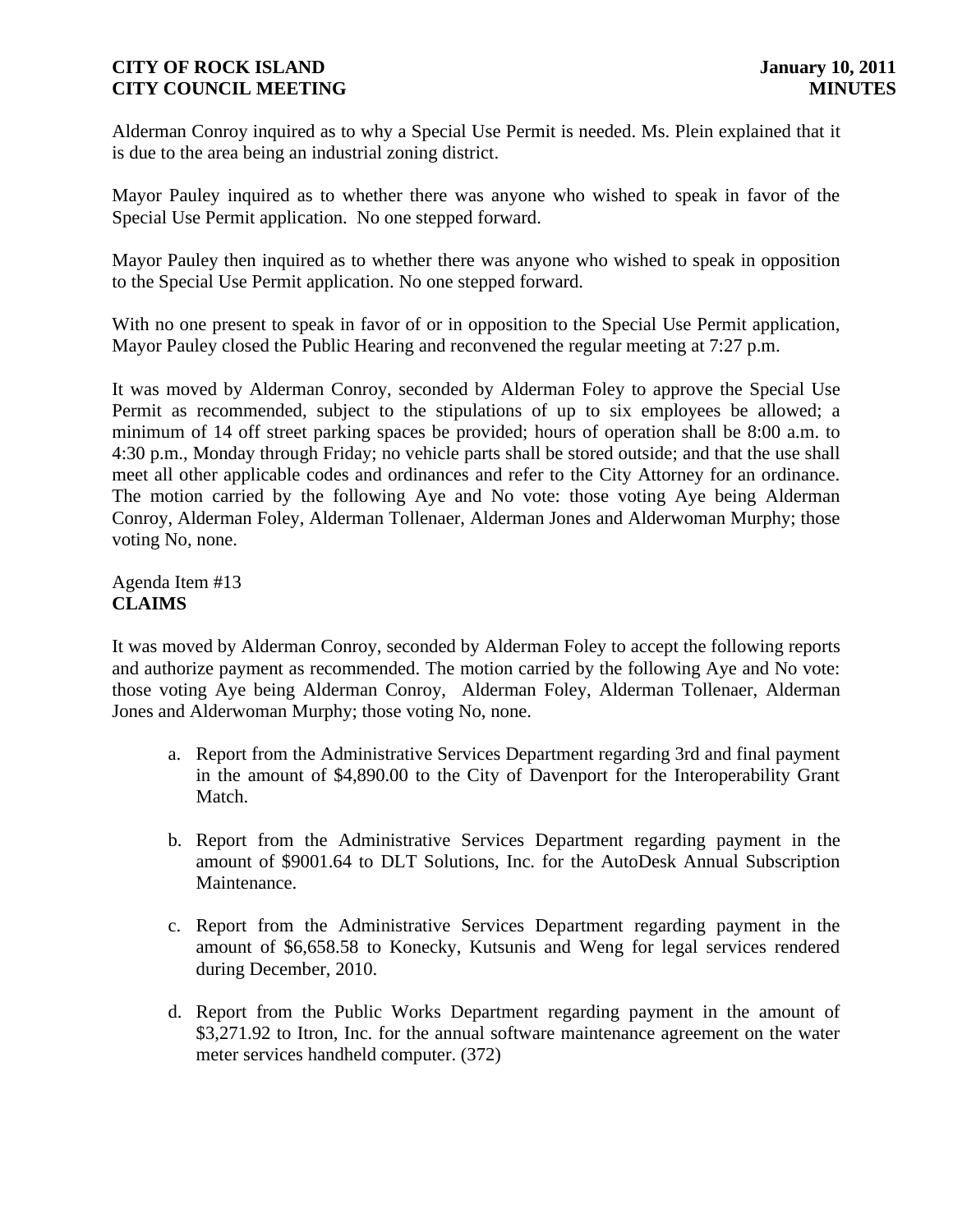Alderman Conroy inquired as to why a Special Use Permit is needed. Ms. Plein explained that it is due to the area being an industrial zoning district.

Mayor Pauley inquired as to whether there was anyone who wished to speak in favor of the Special Use Permit application. No one stepped forward.

Mayor Pauley then inquired as to whether there was anyone who wished to speak in opposition to the Special Use Permit application. No one stepped forward.

With no one present to speak in favor of or in opposition to the Special Use Permit application, Mayor Pauley closed the Public Hearing and reconvened the regular meeting at 7:27 p.m.

It was moved by Alderman Conroy, seconded by Alderman Foley to approve the Special Use Permit as recommended, subject to the stipulations of up to six employees be allowed; a minimum of 14 off street parking spaces be provided; hours of operation shall be 8:00 a.m. to 4:30 p.m., Monday through Friday; no vehicle parts shall be stored outside; and that the use shall meet all other applicable codes and ordinances and refer to the City Attorney for an ordinance. The motion carried by the following Aye and No vote: those voting Aye being Alderman Conroy, Alderman Foley, Alderman Tollenaer, Alderman Jones and Alderwoman Murphy; those voting No, none.

Agenda Item #13
**CLAIMS**

It was moved by Alderman Conroy, seconded by Alderman Foley to accept the following reports and authorize payment as recommended. The motion carried by the following Aye and No vote: those voting Aye being Alderman Conroy, Alderman Foley, Alderman Tollenaer, Alderman Jones and Alderwoman Murphy; those voting No, none.

a. Report from the Administrative Services Department regarding 3rd and final payment in the amount of $4,890.00 to the City of Davenport for the Interoperability Grant Match.

b. Report from the Administrative Services Department regarding payment in the amount of $9001.64 to DLT Solutions, Inc. for the AutoDesk Annual Subscription Maintenance.

c. Report from the Administrative Services Department regarding payment in the amount of $6,658.58 to Konecky, Kutsunis and Weng for legal services rendered during December, 2010.

d. Report from the Public Works Department regarding payment in the amount of $3,271.92 to Itron, Inc. for the annual software maintenance agreement on the water meter services handheld computer. (372)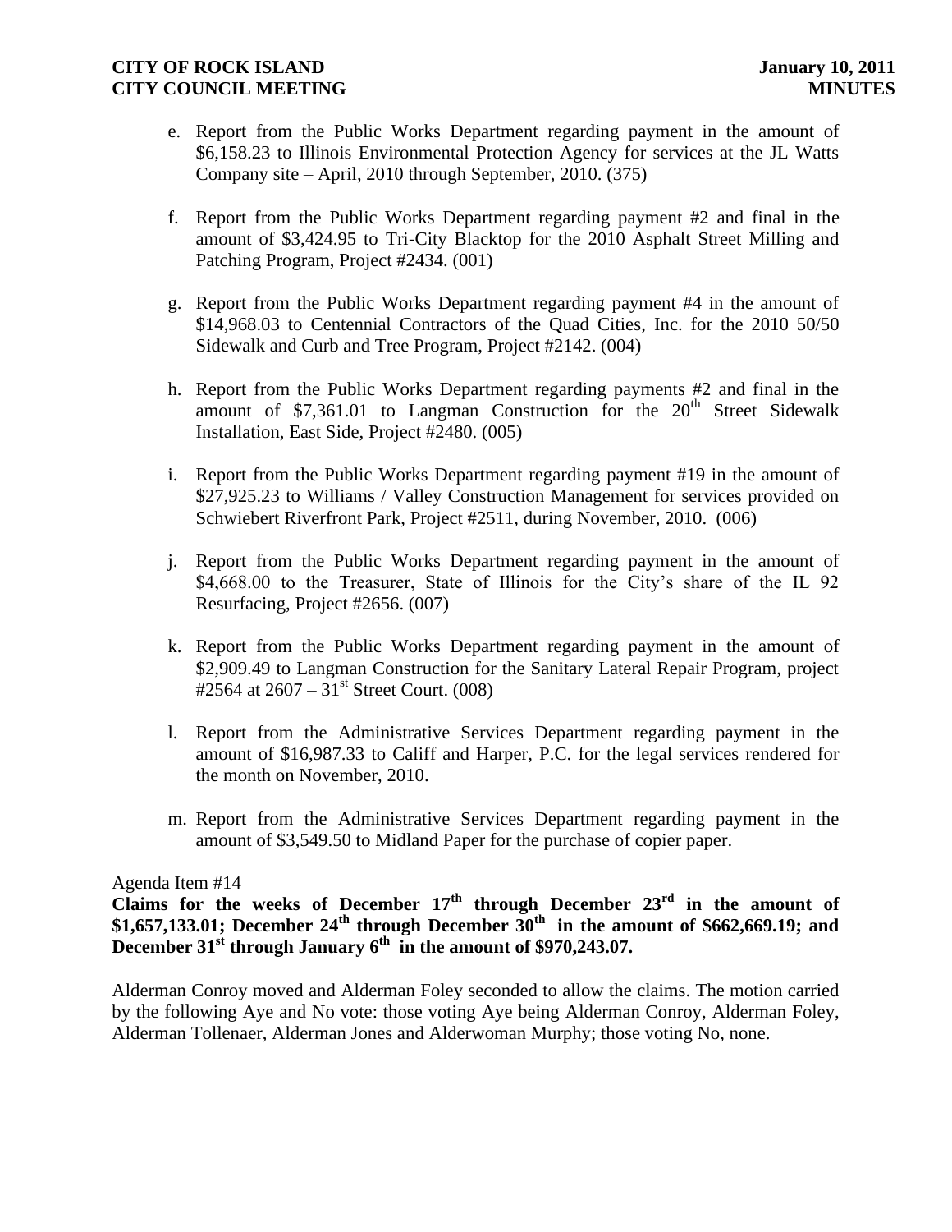e. Report from the Public Works Department regarding payment in the amount of $6,158.23 to Illinois Environmental Protection Agency for services at the JL Watts Company site – April, 2010 through September, 2010. (375)

f. Report from the Public Works Department regarding payment #2 and final in the amount of $3,424.95 to Tri-City Blacktop for the 2010 Asphalt Street Milling and Patching Program, Project #2434. (001)

g. Report from the Public Works Department regarding payment #4 in the amount of $14,968.03 to Centennial Contractors of the Quad Cities, Inc. for the 2010 50/50 Sidewalk and Curb and Tree Program, Project #2142. (004)

h. Report from the Public Works Department regarding payments #2 and final in the amount of $7,361.01 to Langman Construction for the 20th Street Sidewalk Installation, East Side, Project #2480. (005)

i. Report from the Public Works Department regarding payment #19 in the amount of $27,925.23 to Williams / Valley Construction Management for services provided on Schwiebert Riverfront Park, Project #2511, during November, 2010. (006)

j. Report from the Public Works Department regarding payment in the amount of $4,668.00 to the Treasurer, State of Illinois for the City's share of the IL 92 Resurfacing, Project #2656. (007)

k. Report from the Public Works Department regarding payment in the amount of $2,909.49 to Langman Construction for the Sanitary Lateral Repair Program, project #2564 at 2607 – 31st Street Court. (008)

l. Report from the Administrative Services Department regarding payment in the amount of $16,987.33 to Califf and Harper, P.C. for the legal services rendered for the month on November, 2010.

m. Report from the Administrative Services Department regarding payment in the amount of $3,549.50 to Midland Paper for the purchase of copier paper.

Agenda Item #14

**Claims for the weeks of December 17th through December 23rd in the amount of $1,657,133.01; December 24th through December 30th in the amount of $662,669.19; and December 31st through January 6th in the amount of $970,243.07.**

Alderman Conroy moved and Alderman Foley seconded to allow the claims. The motion carried by the following Aye and No vote: those voting Aye being Alderman Conroy, Alderman Foley, Alderman Tollenaer, Alderman Jones and Alderwoman Murphy; those voting No, none.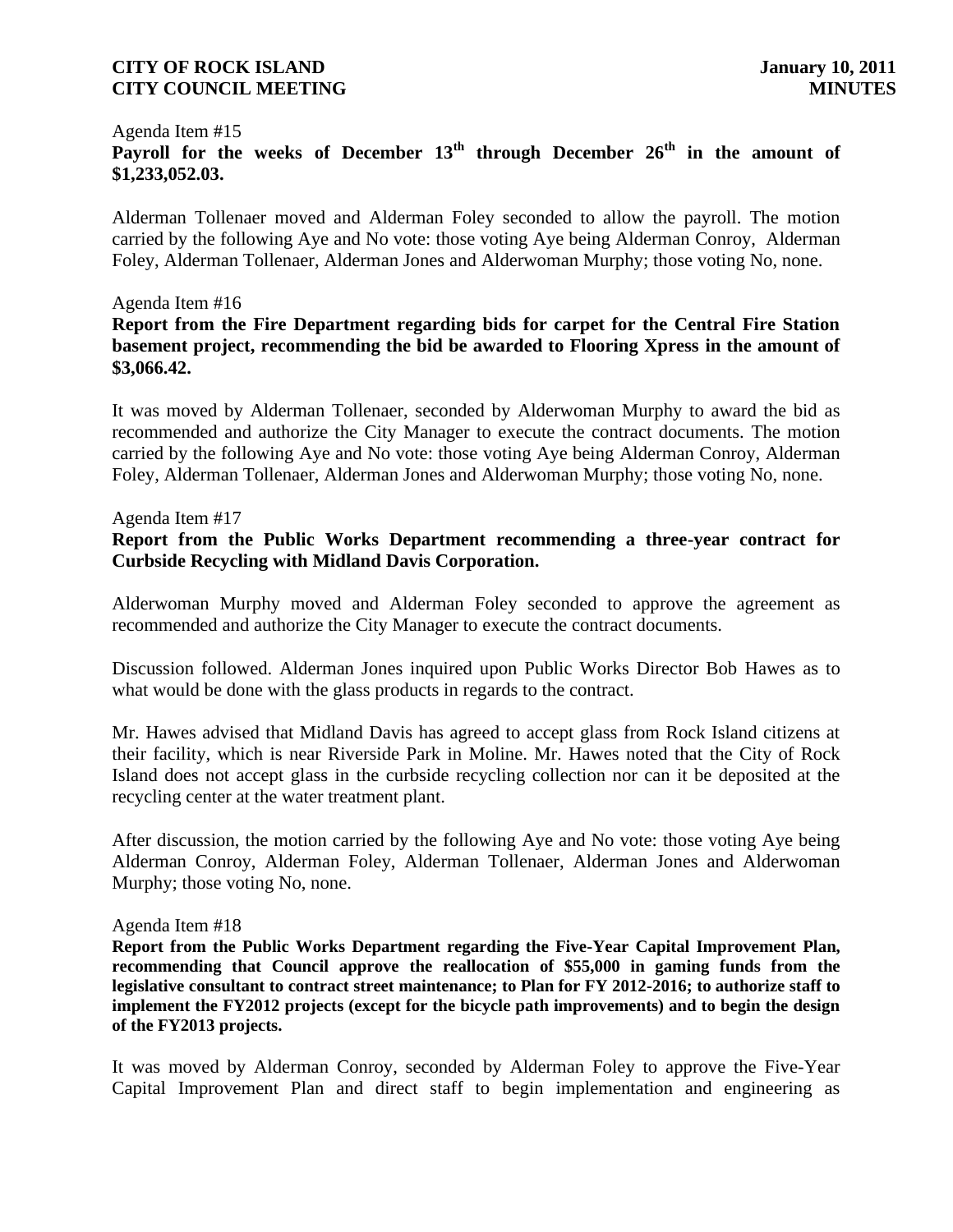Agenda Item #15

**Payroll for the weeks of December 13th through December 26th in the amount of $1,233,052.03.**

Alderman Tollenaer moved and Alderman Foley seconded to allow the payroll. The motion carried by the following Aye and No vote: those voting Aye being Alderman Conroy, Alderman Foley, Alderman Tollenaer, Alderman Jones and Alderwoman Murphy; those voting No, none.

Agenda Item #16

**Report from the Fire Department regarding bids for carpet for the Central Fire Station basement project, recommending the bid be awarded to Flooring Xpress in the amount of $3,066.42.**

It was moved by Alderman Tollenaer, seconded by Alderwoman Murphy to award the bid as recommended and authorize the City Manager to execute the contract documents. The motion carried by the following Aye and No vote: those voting Aye being Alderman Conroy, Alderman Foley, Alderman Tollenaer, Alderman Jones and Alderwoman Murphy; those voting No, none.

Agenda Item #17

**Report from the Public Works Department recommending a three-year contract for Curbside Recycling with Midland Davis Corporation.**

Alderwoman Murphy moved and Alderman Foley seconded to approve the agreement as recommended and authorize the City Manager to execute the contract documents.

Discussion followed. Alderman Jones inquired upon Public Works Director Bob Hawes as to what would be done with the glass products in regards to the contract.

Mr. Hawes advised that Midland Davis has agreed to accept glass from Rock Island citizens at their facility, which is near Riverside Park in Moline. Mr. Hawes noted that the City of Rock Island does not accept glass in the curbside recycling collection nor can it be deposited at the recycling center at the water treatment plant.

After discussion, the motion carried by the following Aye and No vote: those voting Aye being Alderman Conroy, Alderman Foley, Alderman Tollenaer, Alderman Jones and Alderwoman Murphy; those voting No, none.

Agenda Item #18

**Report from the Public Works Department regarding the Five-Year Capital Improvement Plan, recommending that Council approve the reallocation of $55,000 in gaming funds from the legislative consultant to contract street maintenance; to Plan for FY 2012-2016; to authorize staff to implement the FY2012 projects (except for the bicycle path improvements) and to begin the design of the FY2013 projects.**

It was moved by Alderman Conroy, seconded by Alderman Foley to approve the Five-Year Capital Improvement Plan and direct staff to begin implementation and engineering as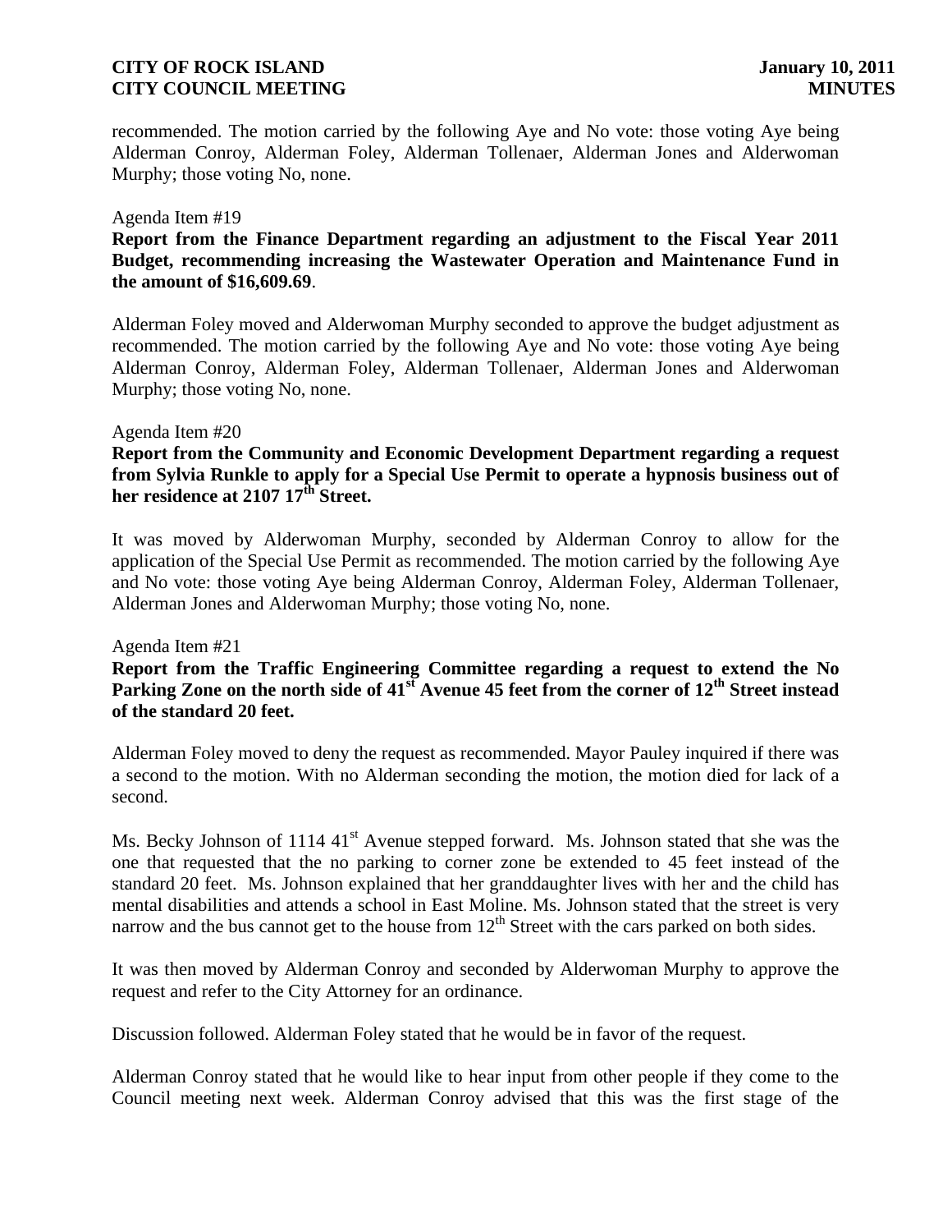recommended. The motion carried by the following Aye and No vote: those voting Aye being Alderman Conroy, Alderman Foley, Alderman Tollenaer, Alderman Jones and Alderwoman Murphy; those voting No, none.

Agenda Item #19

**Report from the Finance Department regarding an adjustment to the Fiscal Year 2011 Budget, recommending increasing the Wastewater Operation and Maintenance Fund in the amount of $16,609.69**.

Alderman Foley moved and Alderwoman Murphy seconded to approve the budget adjustment as recommended. The motion carried by the following Aye and No vote: those voting Aye being Alderman Conroy, Alderman Foley, Alderman Tollenaer, Alderman Jones and Alderwoman Murphy; those voting No, none.

Agenda Item #20

**Report from the Community and Economic Development Department regarding a request from Sylvia Runkle to apply for a Special Use Permit to operate a hypnosis business out of her residence at 2107 17th Street.**

It was moved by Alderwoman Murphy, seconded by Alderman Conroy to allow for the application of the Special Use Permit as recommended. The motion carried by the following Aye and No vote: those voting Aye being Alderman Conroy, Alderman Foley, Alderman Tollenaer, Alderman Jones and Alderwoman Murphy; those voting No, none.

Agenda Item #21

**Report from the Traffic Engineering Committee regarding a request to extend the No Parking Zone on the north side of 41st Avenue 45 feet from the corner of 12th Street instead of the standard 20 feet.**

Alderman Foley moved to deny the request as recommended. Mayor Pauley inquired if there was a second to the motion. With no Alderman seconding the motion, the motion died for lack of a second.

Ms. Becky Johnson of 1114 41st Avenue stepped forward. Ms. Johnson stated that she was the one that requested that the no parking to corner zone be extended to 45 feet instead of the standard 20 feet. Ms. Johnson explained that her granddaughter lives with her and the child has mental disabilities and attends a school in East Moline. Ms. Johnson stated that the street is very narrow and the bus cannot get to the house from 12th Street with the cars parked on both sides.

It was then moved by Alderman Conroy and seconded by Alderwoman Murphy to approve the request and refer to the City Attorney for an ordinance.

Discussion followed. Alderman Foley stated that he would be in favor of the request.

Alderman Conroy stated that he would like to hear input from other people if they come to the Council meeting next week. Alderman Conroy advised that this was the first stage of the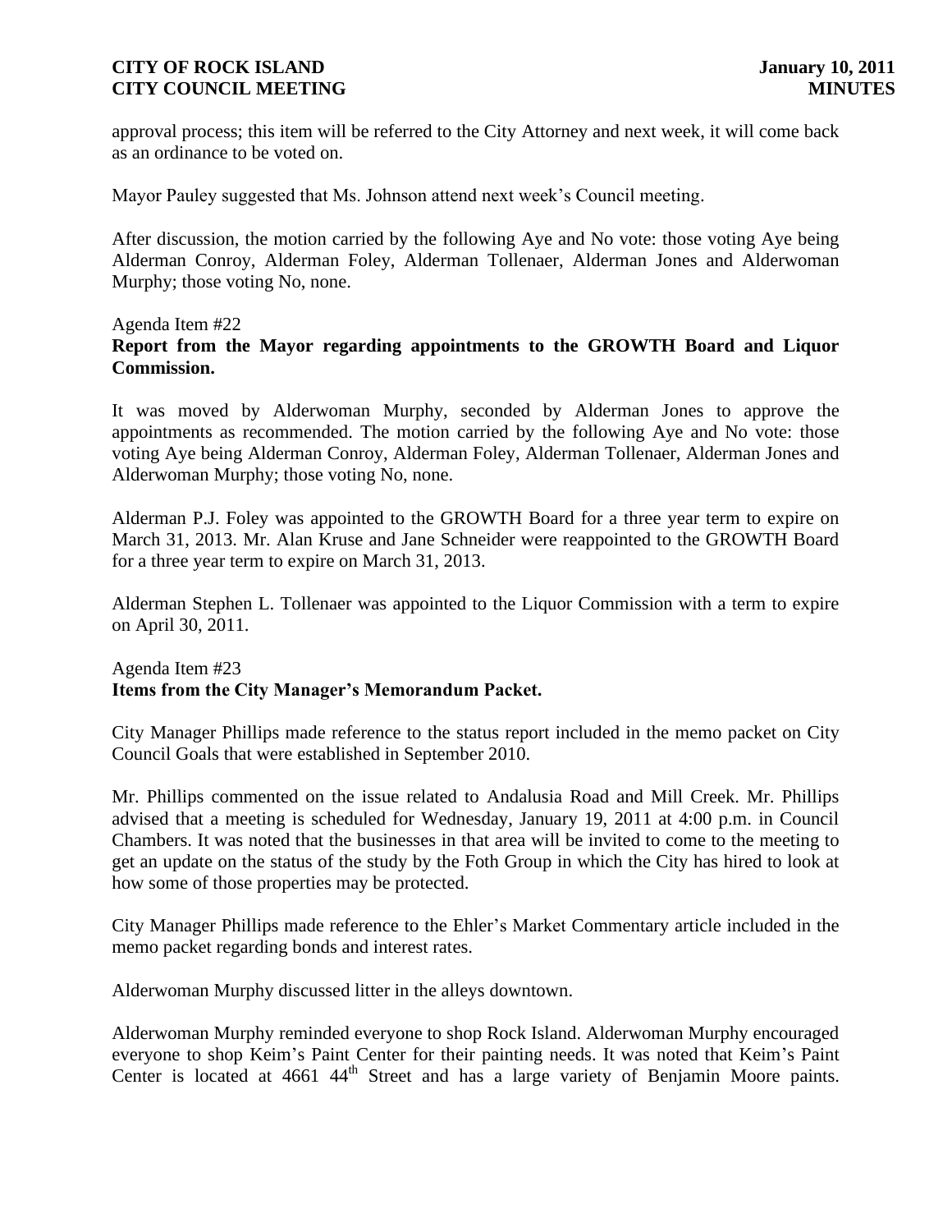approval process; this item will be referred to the City Attorney and next week, it will come back as an ordinance to be voted on.

Mayor Pauley suggested that Ms. Johnson attend next week's Council meeting.

After discussion, the motion carried by the following Aye and No vote: those voting Aye being Alderman Conroy, Alderman Foley, Alderman Tollenaer, Alderman Jones and Alderwoman Murphy; those voting No, none.

Agenda Item #22
**Report from the Mayor regarding appointments to the GROWTH Board and Liquor Commission.**

It was moved by Alderwoman Murphy, seconded by Alderman Jones to approve the appointments as recommended. The motion carried by the following Aye and No vote: those voting Aye being Alderman Conroy, Alderman Foley, Alderman Tollenaer, Alderman Jones and Alderwoman Murphy; those voting No, none.

Alderman P.J. Foley was appointed to the GROWTH Board for a three year term to expire on March 31, 2013. Mr. Alan Kruse and Jane Schneider were reappointed to the GROWTH Board for a three year term to expire on March 31, 2013.

Alderman Stephen L. Tollenaer was appointed to the Liquor Commission with a term to expire on April 30, 2011.

Agenda Item #23
**Items from the City Manager's Memorandum Packet.**

City Manager Phillips made reference to the status report included in the memo packet on City Council Goals that were established in September 2010.

Mr. Phillips commented on the issue related to Andalusia Road and Mill Creek. Mr. Phillips advised that a meeting is scheduled for Wednesday, January 19, 2011 at 4:00 p.m. in Council Chambers. It was noted that the businesses in that area will be invited to come to the meeting to get an update on the status of the study by the Foth Group in which the City has hired to look at how some of those properties may be protected.

City Manager Phillips made reference to the Ehler's Market Commentary article included in the memo packet regarding bonds and interest rates.

Alderwoman Murphy discussed litter in the alleys downtown.

Alderwoman Murphy reminded everyone to shop Rock Island. Alderwoman Murphy encouraged everyone to shop Keim's Paint Center for their painting needs. It was noted that Keim's Paint Center is located at 4661 44th Street and has a large variety of Benjamin Moore paints.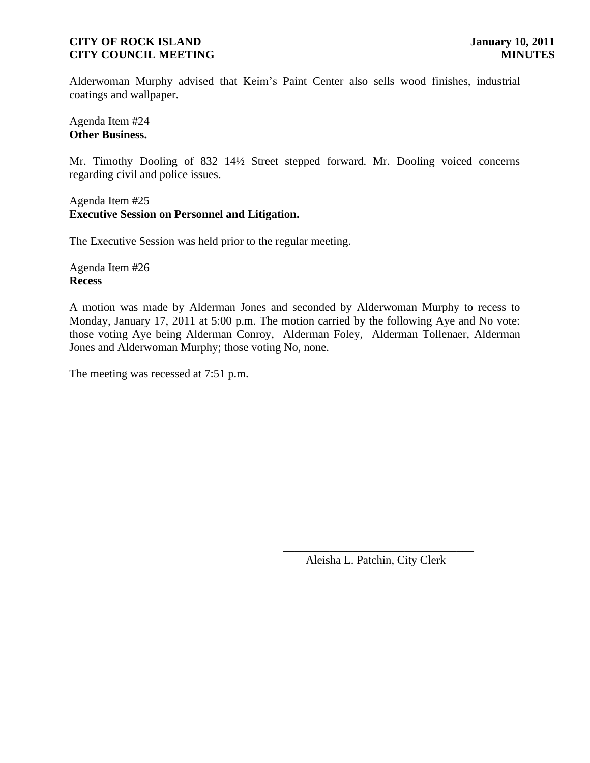Alderwoman Murphy advised that Keim's Paint Center also sells wood finishes, industrial coatings and wallpaper.

Agenda Item #24
**Other Business.**

Mr. Timothy Dooling of 832 14½ Street stepped forward. Mr. Dooling voiced concerns regarding civil and police issues.

Agenda Item #25
**Executive Session on Personnel and Litigation.**

The Executive Session was held prior to the regular meeting.

Agenda Item #26
**Recess**

A motion was made by Alderman Jones and seconded by Alderwoman Murphy to recess to Monday, January 17, 2011 at 5:00 p.m. The motion carried by the following Aye and No vote: those voting Aye being Alderman Conroy, Alderman Foley, Alderman Tollenaer, Alderman Jones and Alderwoman Murphy; those voting No, none.

The meeting was recessed at 7:51 p.m.

\_\_\_\_\_\_\_\_\_\_\_\_\_\_\_\_\_\_\_\_\_\_\_\_\_\_\_\_\_\_\_\_\_\_
Aleisha L. Patchin, City Clerk